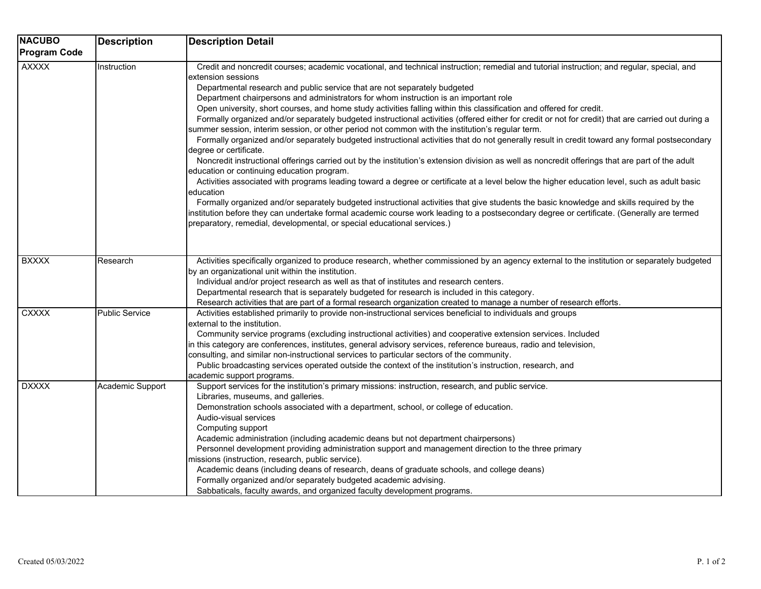| NACUBO Program Code | Description | Description Detail |
| --- | --- | --- |
| AXXXX | Instruction | Credit and noncredit courses; academic vocational, and technical instruction; remedial and tutorial instruction; and regular, special, and extension sessions<br>Departmental research and public service that are not separately budgeted<br>Department chairpersons and administrators for whom instruction is an important role<br>Open university, short courses, and home study activities falling within this classification and offered for credit.<br>Formally organized and/or separately budgeted instructional activities (offered either for credit or not for credit) that are carried out during a summer session, interim session, or other period not common with the institution's regular term.<br>Formally organized and/or separately budgeted instructional activities that do not generally result in credit toward any formal postsecondary degree or certificate.<br>Noncredit instructional offerings carried out by the institution's extension division as well as noncredit offerings that are part of the adult education or continuing education program.<br>Activities associated with programs leading toward a degree or certificate at a level below the higher education level, such as adult basic education<br>Formally organized and/or separately budgeted instructional activities that give students the basic knowledge and skills required by the institution before they can undertake formal academic course work leading to a postsecondary degree or certificate. (Generally are termed preparatory, remedial, developmental, or special educational services.) |
| BXXXX | Research | Activities specifically organized to produce research, whether commissioned by an agency external to the institution or separately budgeted by an organizational unit within the institution.<br>Individual and/or project research as well as that of institutes and research centers.<br>Departmental research that is separately budgeted for research is included in this category.<br>Research activities that are part of a formal research organization created to manage a number of research efforts. |
| CXXXX | Public Service | Activities established primarily to provide non-instructional services beneficial to individuals and groups external to the institution.<br>Community service programs (excluding instructional activities) and cooperative extension services. Included in this category are conferences, institutes, general advisory services, reference bureaus, radio and television, consulting, and similar non-instructional services to particular sectors of the community.<br>Public broadcasting services operated outside the context of the institution's instruction, research, and academic support programs. |
| DXXXX | Academic Support | Support services for the institution's primary missions: instruction, research, and public service.<br>Libraries, museums, and galleries.<br>Demonstration schools associated with a department, school, or college of education.<br>Audio-visual services<br>Computing support<br>Academic administration (including academic deans but not department chairpersons)<br>Personnel development providing administration support and management direction to the three primary missions (instruction, research, public service).<br>Academic deans (including deans of research, deans of graduate schools, and college deans)<br>Formally organized and/or separately budgeted academic advising.<br>Sabbaticals, faculty awards, and organized faculty development programs. |

Created 05/03/2022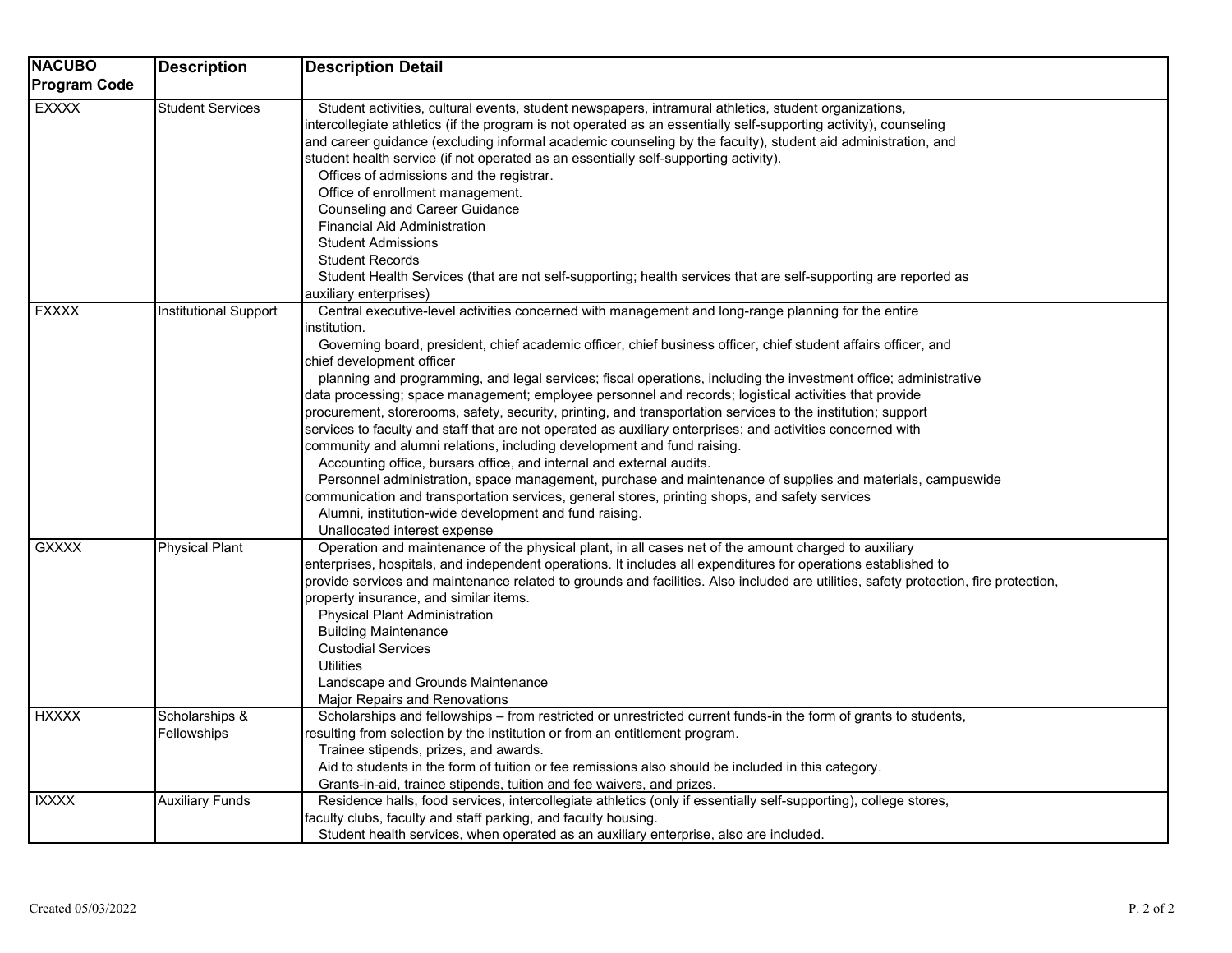| NACUBO Program Code | Description | Description Detail |
| --- | --- | --- |
| EXXXX | Student Services | Student activities, cultural events, student newspapers, intramural athletics, student organizations, intercollegiate athletics (if the program is not operated as an essentially self-supporting activity), counseling and career guidance (excluding informal academic counseling by the faculty), student aid administration, and student health service (if not operated as an essentially self-supporting activity).<br>Offices of admissions and the registrar.<br>Office of enrollment management.<br>Counseling and Career Guidance<br>Financial Aid Administration<br>Student Admissions<br>Student Records<br>Student Health Services (that are not self-supporting; health services that are self-supporting are reported as auxiliary enterprises) |
| FXXXX | Institutional Support | Central executive-level activities concerned with management and long-range planning for the entire institution.<br>Governing board, president, chief academic officer, chief business officer, chief student affairs officer, and chief development officer<br>planning and programming, and legal services; fiscal operations, including the investment office; administrative data processing; space management; employee personnel and records; logistical activities that provide procurement, storerooms, safety, security, printing, and transportation services to the institution; support services to faculty and staff that are not operated as auxiliary enterprises; and activities concerned with community and alumni relations, including development and fund raising.<br>Accounting office, bursars office, and internal and external audits.<br>Personnel administration, space management, purchase and maintenance of supplies and materials, campuswide communication and transportation services, general stores, printing shops, and safety services<br>Alumni, institution-wide development and fund raising.<br>Unallocated interest expense |
| GXXXX | Physical Plant | Operation and maintenance of the physical plant, in all cases net of the amount charged to auxiliary enterprises, hospitals, and independent operations. It includes all expenditures for operations established to provide services and maintenance related to grounds and facilities. Also included are utilities, safety protection, fire protection, property insurance, and similar items.<br>Physical Plant Administration<br>Building Maintenance<br>Custodial Services<br>Utilities<br>Landscape and Grounds Maintenance<br>Major Repairs and Renovations |
| HXXXX | Scholarships & Fellowships | Scholarships and fellowships – from restricted or unrestricted current funds-in the form of grants to students, resulting from selection by the institution or from an entitlement program.<br>Trainee stipends, prizes, and awards.<br>Aid to students in the form of tuition or fee remissions also should be included in this category.<br>Grants-in-aid, trainee stipends, tuition and fee waivers, and prizes. |
| IXXXX | Auxiliary Funds | Residence halls, food services, intercollegiate athletics (only if essentially self-supporting), college stores, faculty clubs, faculty and staff parking, and faculty housing.<br>Student health services, when operated as an auxiliary enterprise, also are included. |

Created 05/03/2022